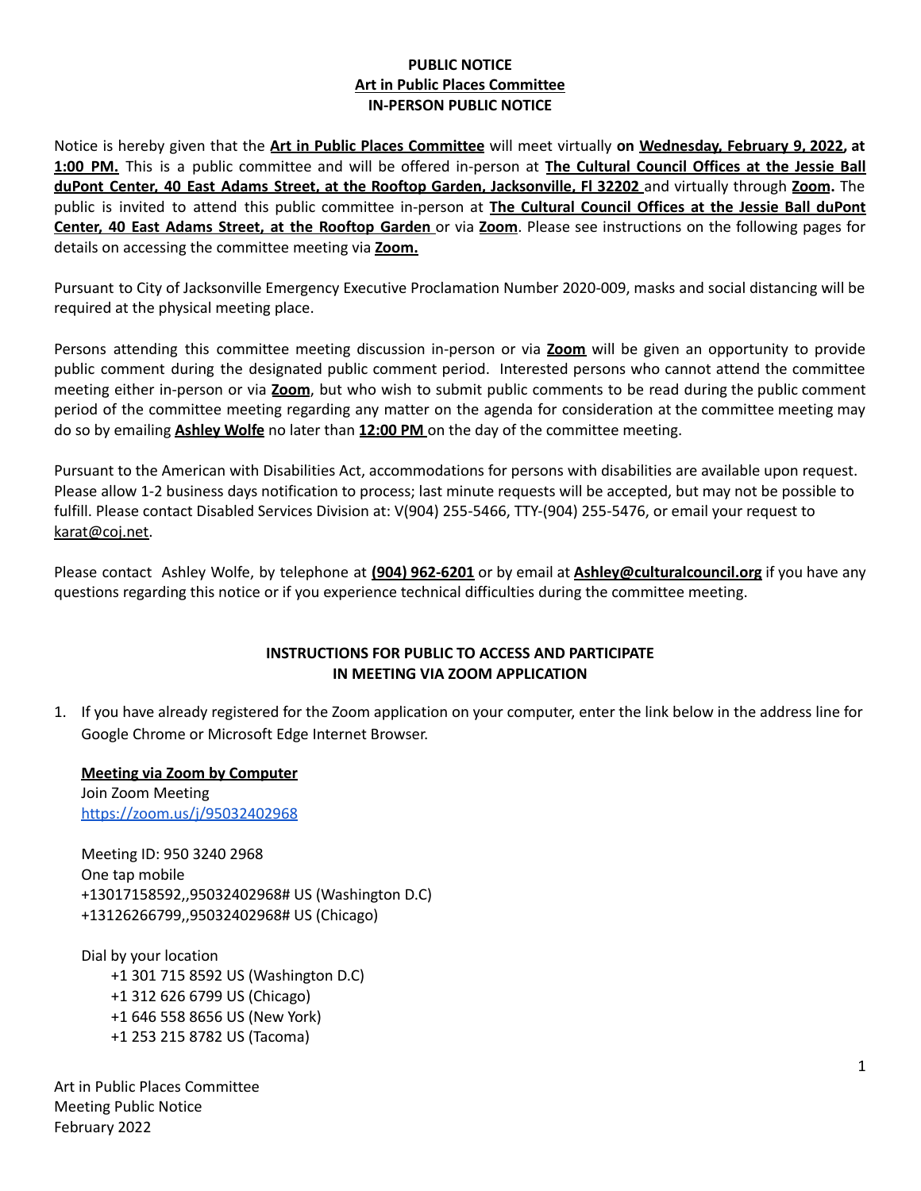**PUBLIC NOTICE**
**Art in Public Places Committee**
**IN-PERSON PUBLIC NOTICE**

Notice is hereby given that the **Art in Public Places Committee** will meet virtually **on Wednesday, February 9, 2022, at 1:00 PM.** This is a public committee and will be offered in-person at **The Cultural Council Offices at the Jessie Ball duPont Center, 40 East Adams Street, at the Rooftop Garden, Jacksonville, Fl 32202** and virtually through **Zoom.** The public is invited to attend this public committee in-person at **The Cultural Council Offices at the Jessie Ball duPont Center, 40 East Adams Street, at the Rooftop Garden** or via **Zoom**. Please see instructions on the following pages for details on accessing the committee meeting via **Zoom.**

Pursuant to City of Jacksonville Emergency Executive Proclamation Number 2020-009, masks and social distancing will be required at the physical meeting place.

Persons attending this committee meeting discussion in-person or via **Zoom** will be given an opportunity to provide public comment during the designated public comment period. Interested persons who cannot attend the committee meeting either in-person or via **Zoom**, but who wish to submit public comments to be read during the public comment period of the committee meeting regarding any matter on the agenda for consideration at the committee meeting may do so by emailing **Ashley Wolfe** no later than **12:00 PM** on the day of the committee meeting.

Pursuant to the American with Disabilities Act, accommodations for persons with disabilities are available upon request. Please allow 1-2 business days notification to process; last minute requests will be accepted, but may not be possible to fulfill. Please contact Disabled Services Division at: V(904) 255-5466, TTY-(904) 255-5476, or email your request to karat@coj.net.

Please contact Ashley Wolfe, by telephone at **(904) 962-6201** or by email at **Ashley@culturalcouncil.org** if you have any questions regarding this notice or if you experience technical difficulties during the committee meeting.

**INSTRUCTIONS FOR PUBLIC TO ACCESS AND PARTICIPATE IN MEETING VIA ZOOM APPLICATION**

1. If you have already registered for the Zoom application on your computer, enter the link below in the address line for Google Chrome or Microsoft Edge Internet Browser.

   **Meeting via Zoom by Computer**
   Join Zoom Meeting
   https://zoom.us/j/95032402968

   Meeting ID: 950 3240 2968
   One tap mobile
   +13017158592,,95032402968# US (Washington D.C)
   +13126266799,,95032402968# US (Chicago)

   Dial by your location
   - +1 301 715 8592 US (Washington D.C)
   - +1 312 626 6799 US (Chicago)
   - +1 646 558 8656 US (New York)
   - +1 253 215 8782 US (Tacoma)

Art in Public Places Committee
Meeting Public Notice
February 2022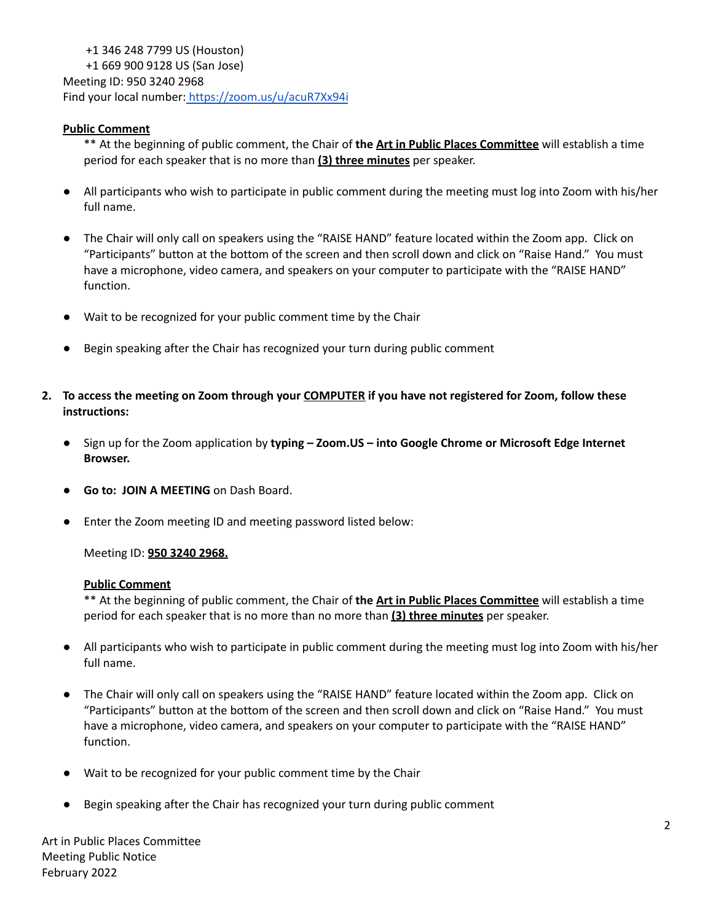+1 346 248 7799 US (Houston)
+1 669 900 9128 US (San Jose)
Meeting ID: 950 3240 2968
Find your local number: [https://zoom.us/u/acuR7Xx94i](https://zoom.us/u/acuR7Xx94i)

**Public Comment**

** At the beginning of public comment, the Chair of **the Art in Public Places Committee** will establish a time period for each speaker that is no more than **(3) three minutes** per speaker.

- All participants who wish to participate in public comment during the meeting must log into Zoom with his/her full name.
- The Chair will only call on speakers using the "RAISE HAND" feature located within the Zoom app. Click on "Participants" button at the bottom of the screen and then scroll down and click on "Raise Hand." You must have a microphone, video camera, and speakers on your computer to participate with the "RAISE HAND" function.
- Wait to be recognized for your public comment time by the Chair
- Begin speaking after the Chair has recognized your turn during public comment

2. **To access the meeting on Zoom through your COMPUTER if you have not registered for Zoom, follow these instructions:**

- Sign up for the Zoom application by **typing – Zoom.US – into Google Chrome or Microsoft Edge Internet Browser.**
- **Go to: JOIN A MEETING** on Dash Board.
- Enter the Zoom meeting ID and meeting password listed below:

  Meeting ID: **950 3240 2968.**

  **Public Comment**

  ** At the beginning of public comment, the Chair of **the Art in Public Places Committee** will establish a time period for each speaker that is no more than no more than **(3) three minutes** per speaker.

- All participants who wish to participate in public comment during the meeting must log into Zoom with his/her full name.
- The Chair will only call on speakers using the "RAISE HAND" feature located within the Zoom app. Click on "Participants" button at the bottom of the screen and then scroll down and click on "Raise Hand." You must have a microphone, video camera, and speakers on your computer to participate with the "RAISE HAND" function.
- Wait to be recognized for your public comment time by the Chair
- Begin speaking after the Chair has recognized your turn during public comment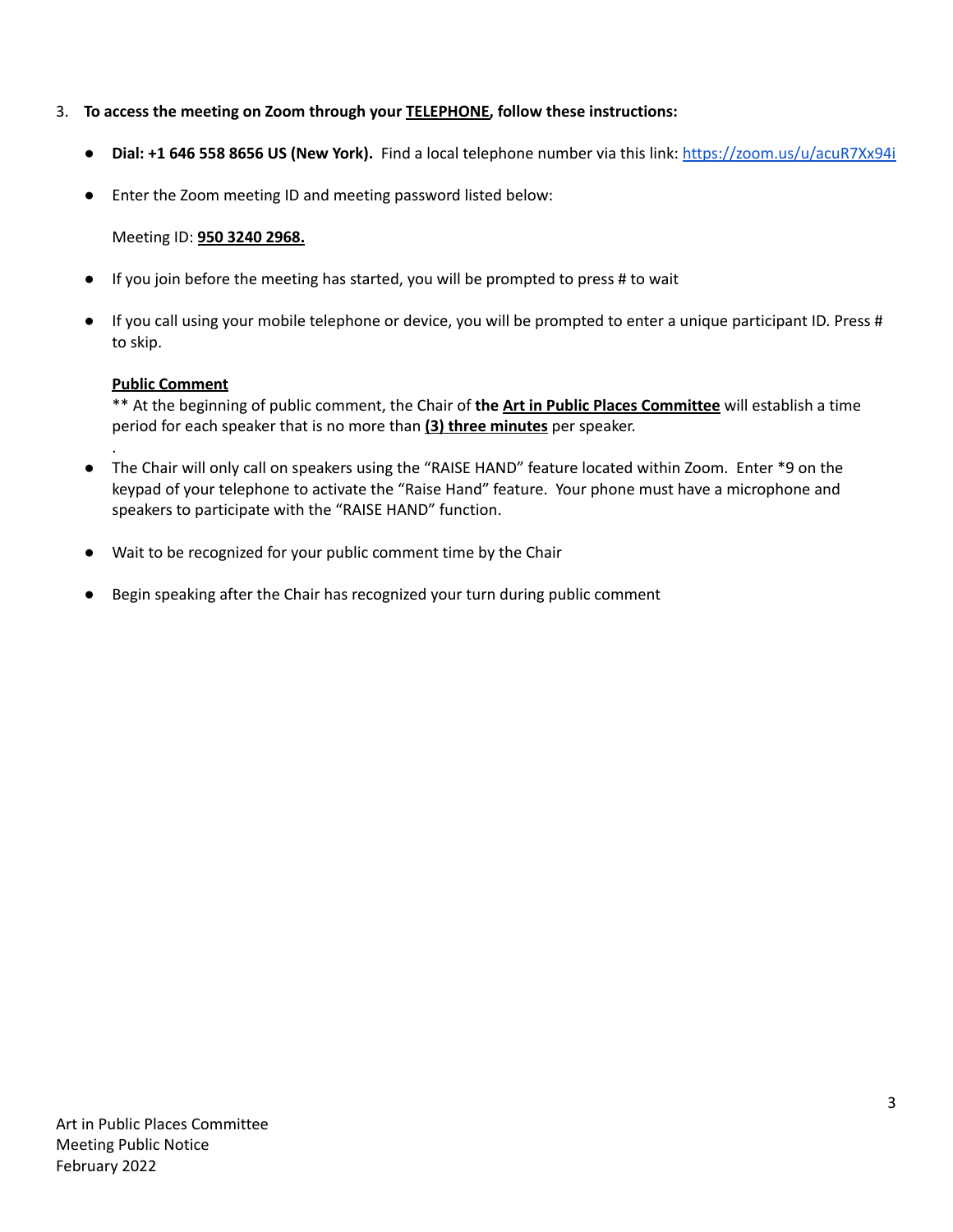3. **To access the meeting on Zoom through your TELEPHONE, follow these instructions:**

   - **Dial: +1 646 558 8656 US (New York).** Find a local telephone number via this link: https://zoom.us/u/acuR7Xx94i

   - Enter the Zoom meeting ID and meeting password listed below:

     Meeting ID: **950 3240 2968.**

   - If you join before the meeting has started, you will be prompted to press # to wait

   - If you call using your mobile telephone or device, you will be prompted to enter a unique participant ID. Press # to skip.

   **Public Comment**

   ** At the beginning of public comment, the Chair of **the Art in Public Places Committee** will establish a time period for each speaker that is no more than **(3) three minutes** per speaker.

   .

   - The Chair will only call on speakers using the "RAISE HAND" feature located within Zoom. Enter *9 on the keypad of your telephone to activate the "Raise Hand" feature. Your phone must have a microphone and speakers to participate with the "RAISE HAND" function.

   - Wait to be recognized for your public comment time by the Chair

   - Begin speaking after the Chair has recognized your turn during public comment